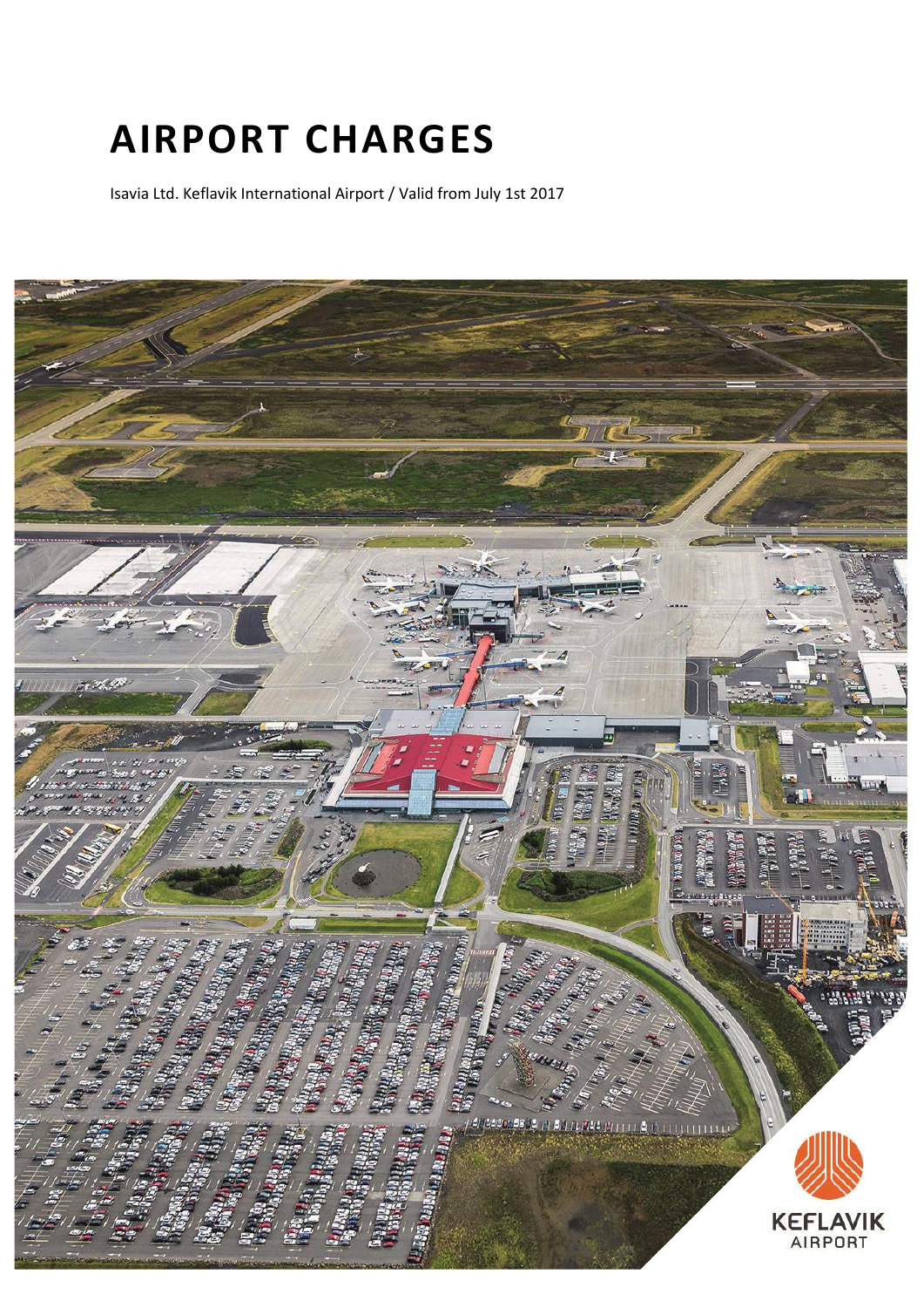# AIRPORT CHARGES

Isavia Ltd. Keflavik International Airport / Valid from July 1st 2017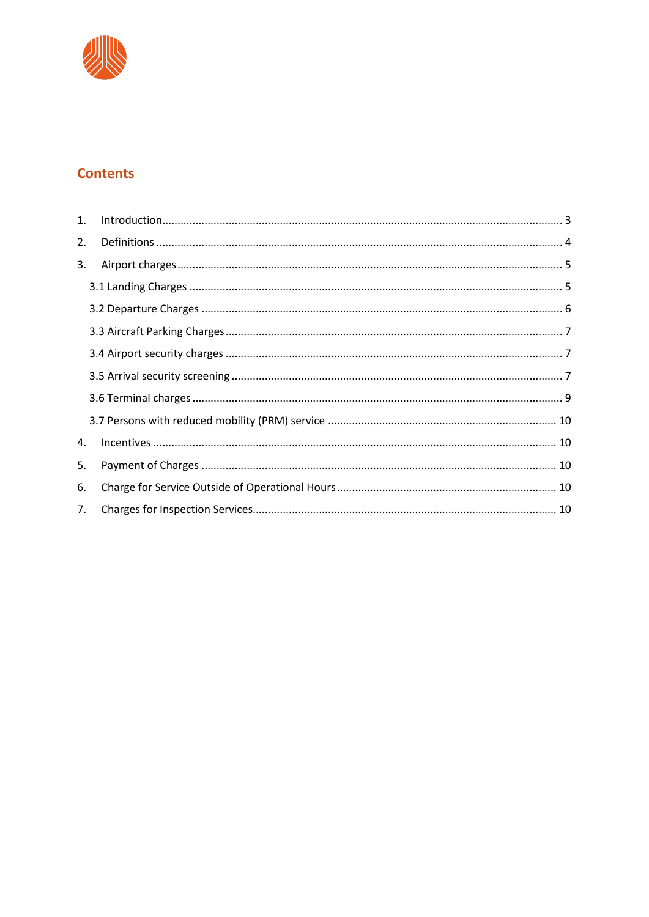## Contents

1. Introduction ........................................................................................................................ 3
2. Definitions ........................................................................................................................ 4
3. Airport charges ................................................................................................................. 5
   - 3.1 Landing Charges ......................................................................................................... 5
   - 3.2 Departure Charges ..................................................................................................... 6
   - 3.3 Aircraft Parking Charges ............................................................................................ 7
   - 3.4 Airport security charges ............................................................................................. 7
   - 3.5 Arrival security screening .......................................................................................... 7
   - 3.6 Terminal charges ........................................................................................................ 9
   - 3.7 Persons with reduced mobility (PRM) service ......................................................... 10
4. Incentives ........................................................................................................................ 10
5. Payment of Charges ........................................................................................................ 10
6. Charge for Service Outside of Operational Hours ........................................................... 10
7. Charges for Inspection Services....................................................................................... 10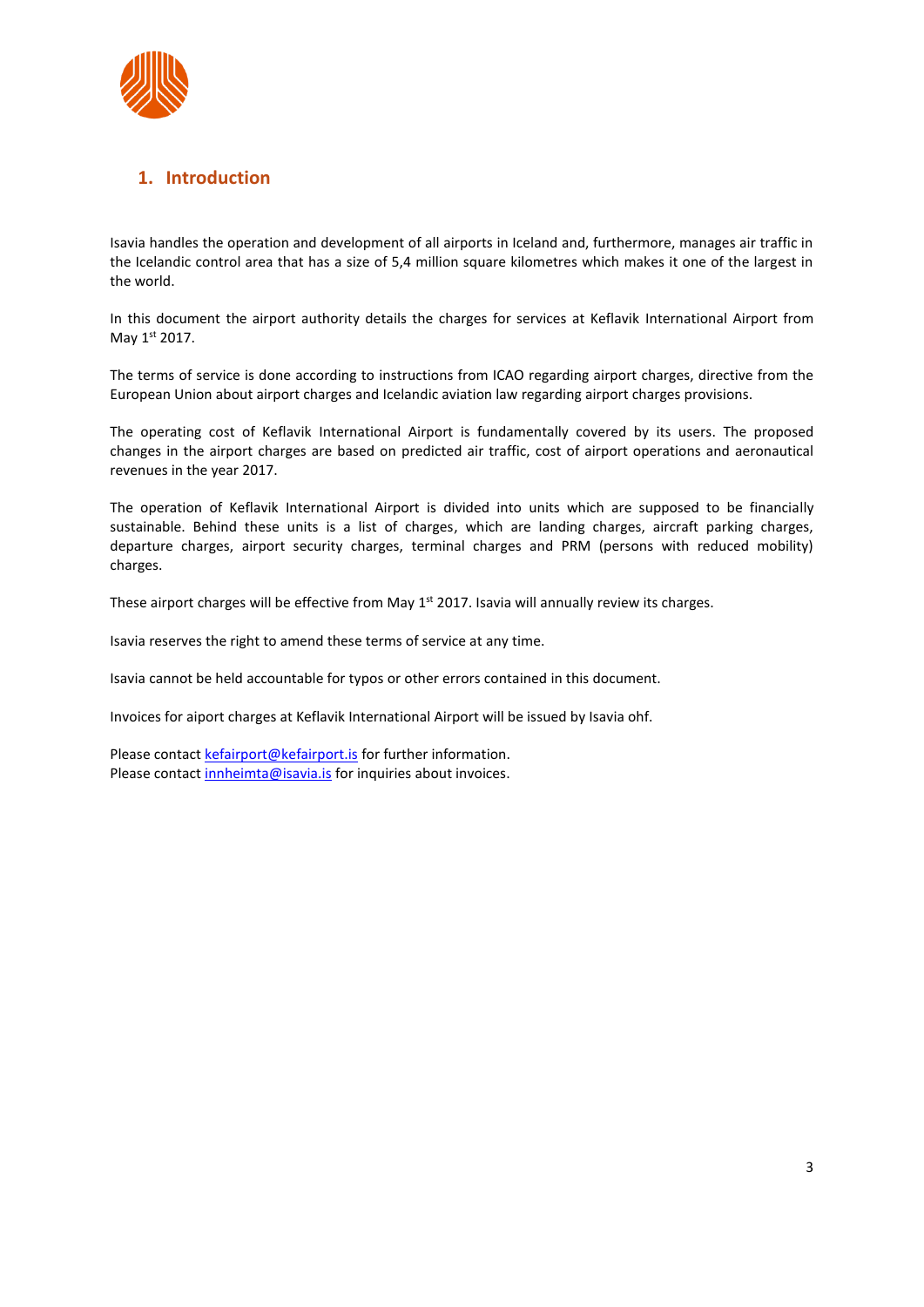## 1. Introduction

Isavia handles the operation and development of all airports in Iceland and, furthermore, manages air traffic in the Icelandic control area that has a size of 5,4 million square kilometres which makes it one of the largest in the world.

In this document the airport authority details the charges for services at Keflavik International Airport from May 1st 2017.

The terms of service is done according to instructions from ICAO regarding airport charges, directive from the European Union about airport charges and Icelandic aviation law regarding airport charges provisions.

The operating cost of Keflavik International Airport is fundamentally covered by its users. The proposed changes in the airport charges are based on predicted air traffic, cost of airport operations and aeronautical revenues in the year 2017.

The operation of Keflavik International Airport is divided into units which are supposed to be financially sustainable. Behind these units is a list of charges, which are landing charges, aircraft parking charges, departure charges, airport security charges, terminal charges and PRM (persons with reduced mobility) charges.

These airport charges will be effective from May 1st 2017. Isavia will annually review its charges.

Isavia reserves the right to amend these terms of service at any time.

Isavia cannot be held accountable for typos or other errors contained in this document.

Invoices for aiport charges at Keflavik International Airport will be issued by Isavia ohf.

Please contact kefairport@kefairport.is for further information.
Please contact innheimta@isavia.is for inquiries about invoices.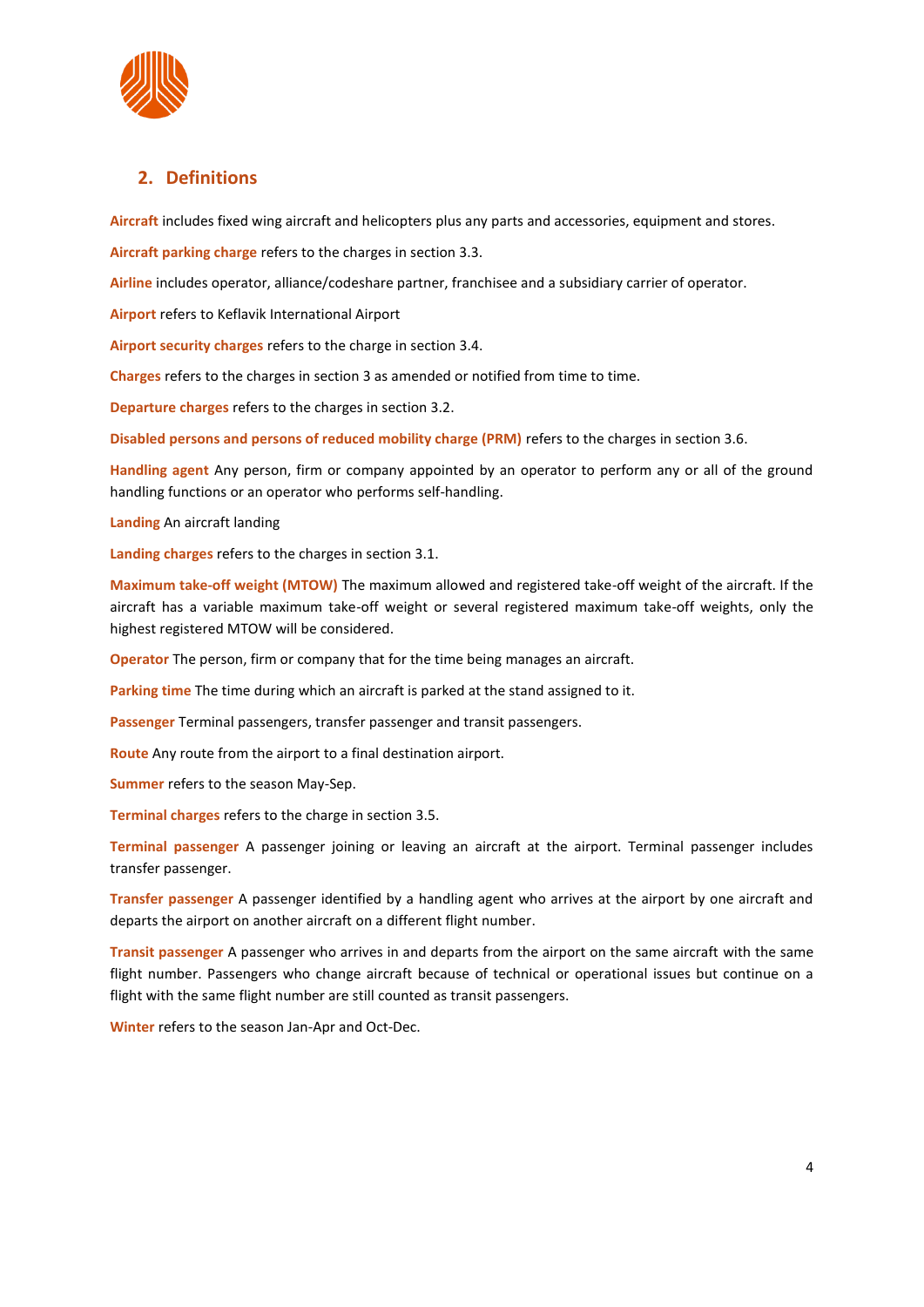## 2. Definitions

**Aircraft** includes fixed wing aircraft and helicopters plus any parts and accessories, equipment and stores.

**Aircraft parking charge** refers to the charges in section 3.3.

**Airline** includes operator, alliance/codeshare partner, franchisee and a subsidiary carrier of operator.

**Airport** refers to Keflavik International Airport

**Airport security charges** refers to the charge in section 3.4.

**Charges** refers to the charges in section 3 as amended or notified from time to time.

**Departure charges** refers to the charges in section 3.2.

**Disabled persons and persons of reduced mobility charge (PRM)** refers to the charges in section 3.6.

**Handling agent** Any person, firm or company appointed by an operator to perform any or all of the ground handling functions or an operator who performs self-handling.

**Landing** An aircraft landing

**Landing charges** refers to the charges in section 3.1.

**Maximum take-off weight (MTOW)** The maximum allowed and registered take-off weight of the aircraft. If the aircraft has a variable maximum take-off weight or several registered maximum take-off weights, only the highest registered MTOW will be considered.

**Operator** The person, firm or company that for the time being manages an aircraft.

**Parking time** The time during which an aircraft is parked at the stand assigned to it.

**Passenger** Terminal passengers, transfer passenger and transit passengers.

**Route** Any route from the airport to a final destination airport.

**Summer** refers to the season May-Sep.

**Terminal charges** refers to the charge in section 3.5.

**Terminal passenger** A passenger joining or leaving an aircraft at the airport. Terminal passenger includes transfer passenger.

**Transfer passenger** A passenger identified by a handling agent who arrives at the airport by one aircraft and departs the airport on another aircraft on a different flight number.

**Transit passenger** A passenger who arrives in and departs from the airport on the same aircraft with the same flight number. Passengers who change aircraft because of technical or operational issues but continue on a flight with the same flight number are still counted as transit passengers.

**Winter** refers to the season Jan-Apr and Oct-Dec.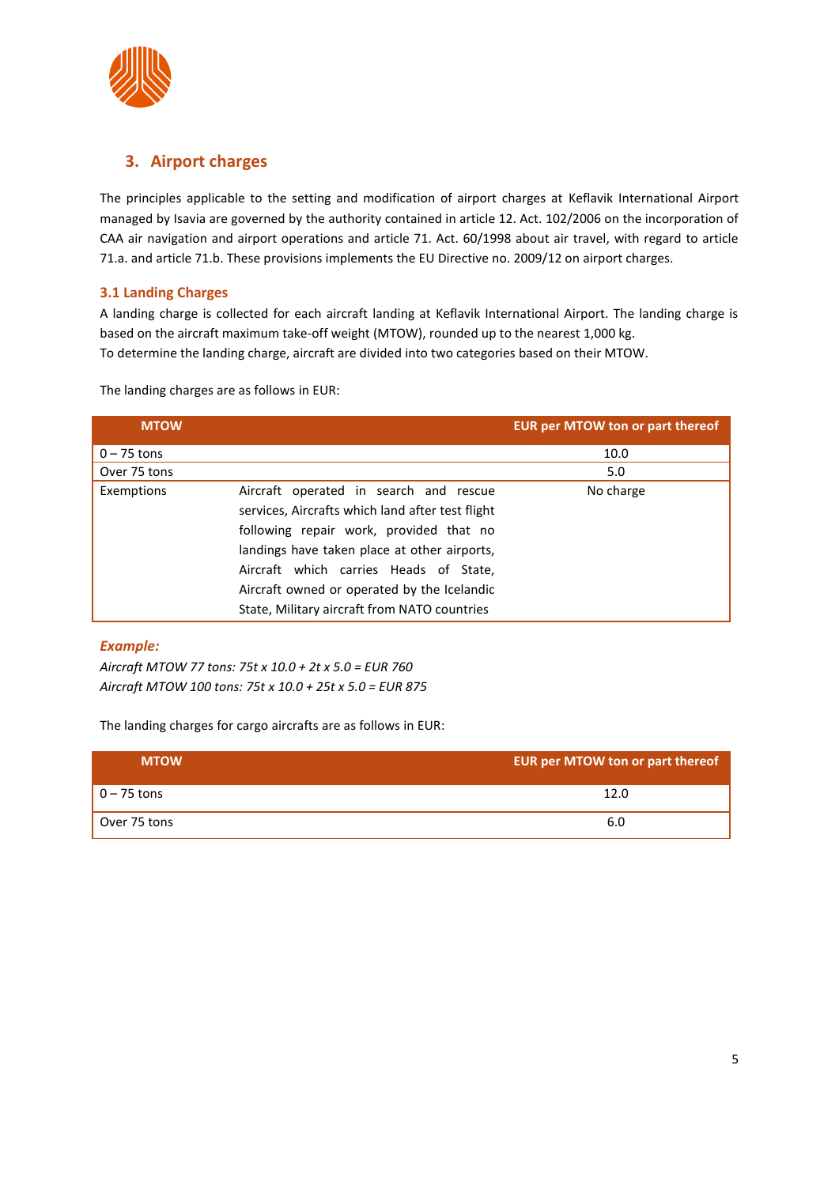## 3. Airport charges

The principles applicable to the setting and modification of airport charges at Keflavik International Airport managed by Isavia are governed by the authority contained in article 12. Act. 102/2006 on the incorporation of CAA air navigation and airport operations and article 71. Act. 60/1998 about air travel, with regard to article 71.a. and article 71.b. These provisions implements the EU Directive no. 2009/12 on airport charges.

### 3.1 Landing Charges

A landing charge is collected for each aircraft landing at Keflavik International Airport. The landing charge is based on the aircraft maximum take-off weight (MTOW), rounded up to the nearest 1,000 kg.
To determine the landing charge, aircraft are divided into two categories based on their MTOW.

The landing charges are as follows in EUR:

| MTOW | | EUR per MTOW ton or part thereof |
|---|---|---|
| 0 – 75 tons | | 10.0 |
| Over 75 tons | | 5.0 |
| Exemptions | Aircraft operated in search and rescue services, Aircrafts which land after test flight following repair work, provided that no landings have taken place at other airports, Aircraft which carries Heads of State, Aircraft owned or operated by the Icelandic State, Military aircraft from NATO countries | No charge |

***Example:***

*Aircraft MTOW 77 tons: 75t x 10.0 + 2t x 5.0 = EUR 760*
*Aircraft MTOW 100 tons: 75t x 10.0 + 25t x 5.0 = EUR 875*

The landing charges for cargo aircrafts are as follows in EUR:

| MTOW | EUR per MTOW ton or part thereof |
|---|---|
| 0 – 75 tons | 12.0 |
| Over 75 tons | 6.0 |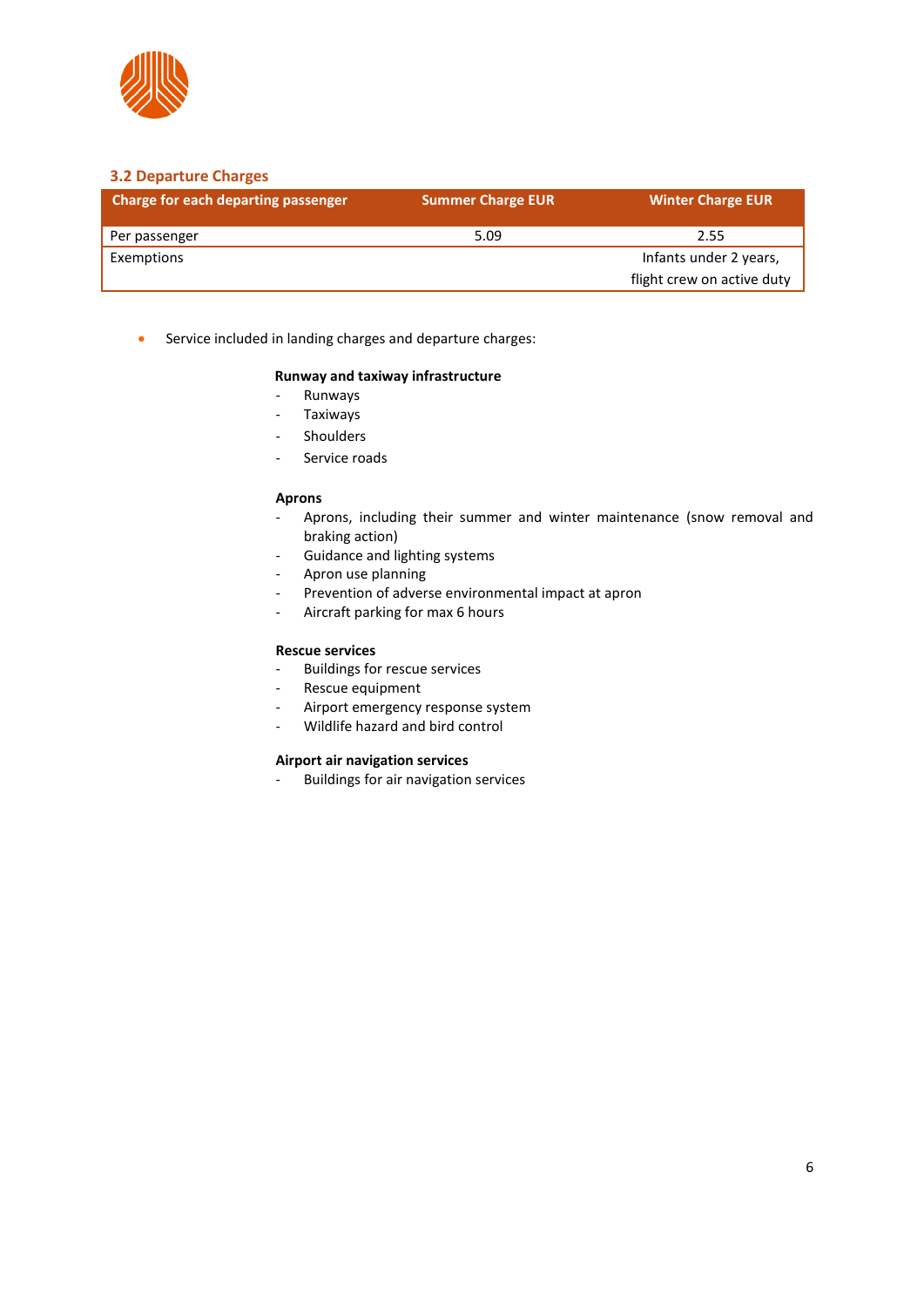## 3.2 Departure Charges

| Charge for each departing passenger | Summer Charge EUR | Winter Charge EUR |
|---|---|---|
| Per passenger | 5.09 | 2.55 |
| Exemptions | | Infants under 2 years, flight crew on active duty |

- Service included in landing charges and departure charges:

**Runway and taxiway infrastructure**

- Runways
- Taxiways
- Shoulders
- Service roads

**Aprons**

- Aprons, including their summer and winter maintenance (snow removal and braking action)
- Guidance and lighting systems
- Apron use planning
- Prevention of adverse environmental impact at apron
- Aircraft parking for max 6 hours

**Rescue services**

- Buildings for rescue services
- Rescue equipment
- Airport emergency response system
- Wildlife hazard and bird control

**Airport air navigation services**

- Buildings for air navigation services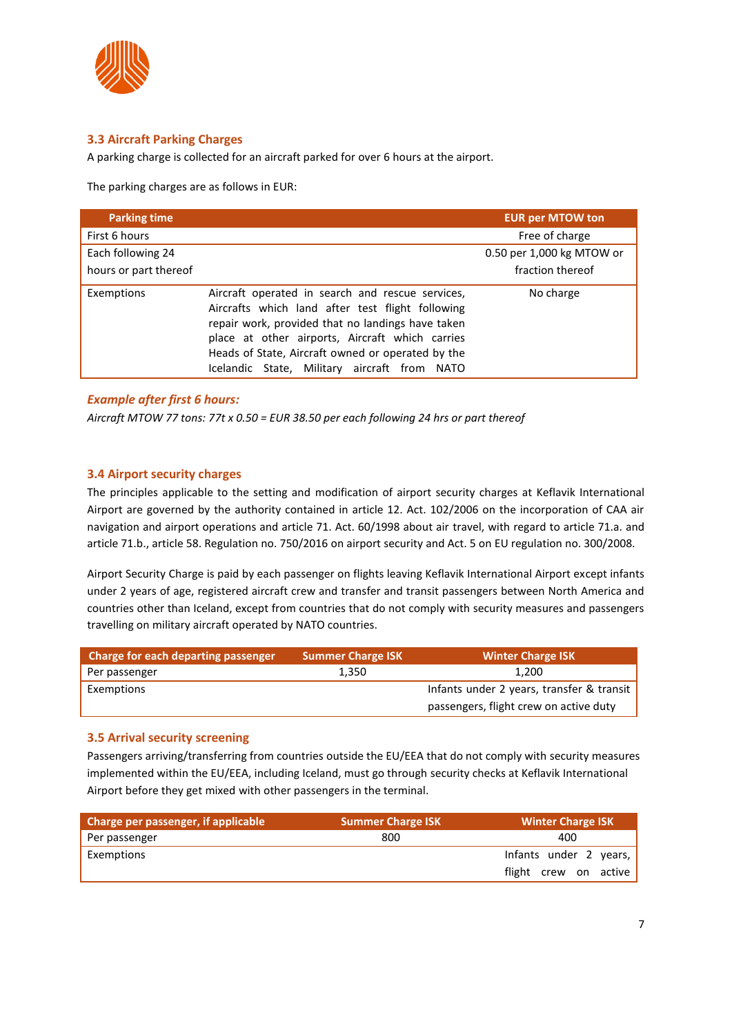### 3.3 Aircraft Parking Charges

A parking charge is collected for an aircraft parked for over 6 hours at the airport.

The parking charges are as follows in EUR:

| Parking time | | EUR per MTOW ton |
|---|---|---|
| First 6 hours | | Free of charge |
| Each following 24 hours or part thereof | | 0.50 per 1,000 kg MTOW or fraction thereof |
| Exemptions | Aircraft operated in search and rescue services, Aircrafts which land after test flight following repair work, provided that no landings have taken place at other airports, Aircraft which carries Heads of State, Aircraft owned or operated by the Icelandic State, Military aircraft from NATO | No charge |

***Example after first 6 hours:***

*Aircraft MTOW 77 tons: 77t x 0.50 = EUR 38.50 per each following 24 hrs or part thereof*

### 3.4 Airport security charges

The principles applicable to the setting and modification of airport security charges at Keflavik International Airport are governed by the authority contained in article 12. Act. 102/2006 on the incorporation of CAA air navigation and airport operations and article 71. Act. 60/1998 about air travel, with regard to article 71.a. and article 71.b., article 58. Regulation no. 750/2016 on airport security and Act. 5 on EU regulation no. 300/2008.

Airport Security Charge is paid by each passenger on flights leaving Keflavik International Airport except infants under 2 years of age, registered aircraft crew and transfer and transit passengers between North America and countries other than Iceland, except from countries that do not comply with security measures and passengers travelling on military aircraft operated by NATO countries.

| Charge for each departing passenger | Summer Charge ISK | Winter Charge ISK |
|---|---|---|
| Per passenger | 1,350 | 1,200 |
| Exemptions | | Infants under 2 years, transfer & transit passengers, flight crew on active duty |

### 3.5 Arrival security screening

Passengers arriving/transferring from countries outside the EU/EEA that do not comply with security measures implemented within the EU/EEA, including Iceland, must go through security checks at Keflavik International Airport before they get mixed with other passengers in the terminal.

| Charge per passenger, if applicable | Summer Charge ISK | Winter Charge ISK |
|---|---|---|
| Per passenger | 800 | 400 |
| Exemptions | | Infants under 2 years, flight crew on active |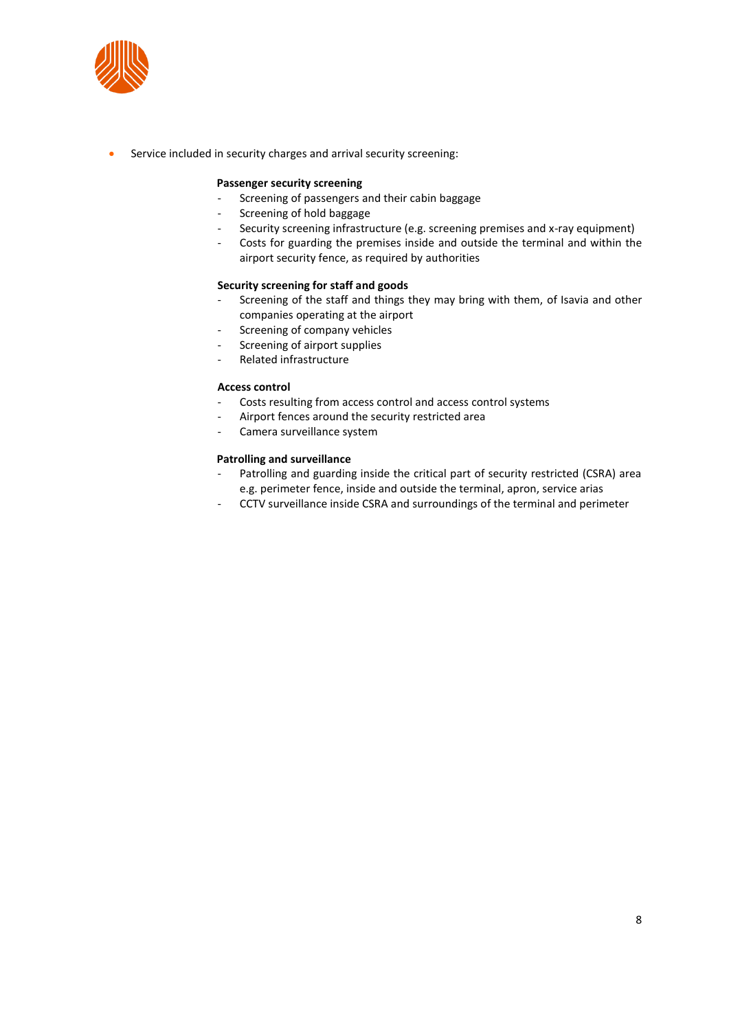- Service included in security charges and arrival security screening:

**Passenger security screening**

- Screening of passengers and their cabin baggage
- Screening of hold baggage
- Security screening infrastructure (e.g. screening premises and x-ray equipment)
- Costs for guarding the premises inside and outside the terminal and within the airport security fence, as required by authorities

**Security screening for staff and goods**

- Screening of the staff and things they may bring with them, of Isavia and other companies operating at the airport
- Screening of company vehicles
- Screening of airport supplies
- Related infrastructure

**Access control**

- Costs resulting from access control and access control systems
- Airport fences around the security restricted area
- Camera surveillance system

**Patrolling and surveillance**

- Patrolling and guarding inside the critical part of security restricted (CSRA) area e.g. perimeter fence, inside and outside the terminal, apron, service arias
- CCTV surveillance inside CSRA and surroundings of the terminal and perimeter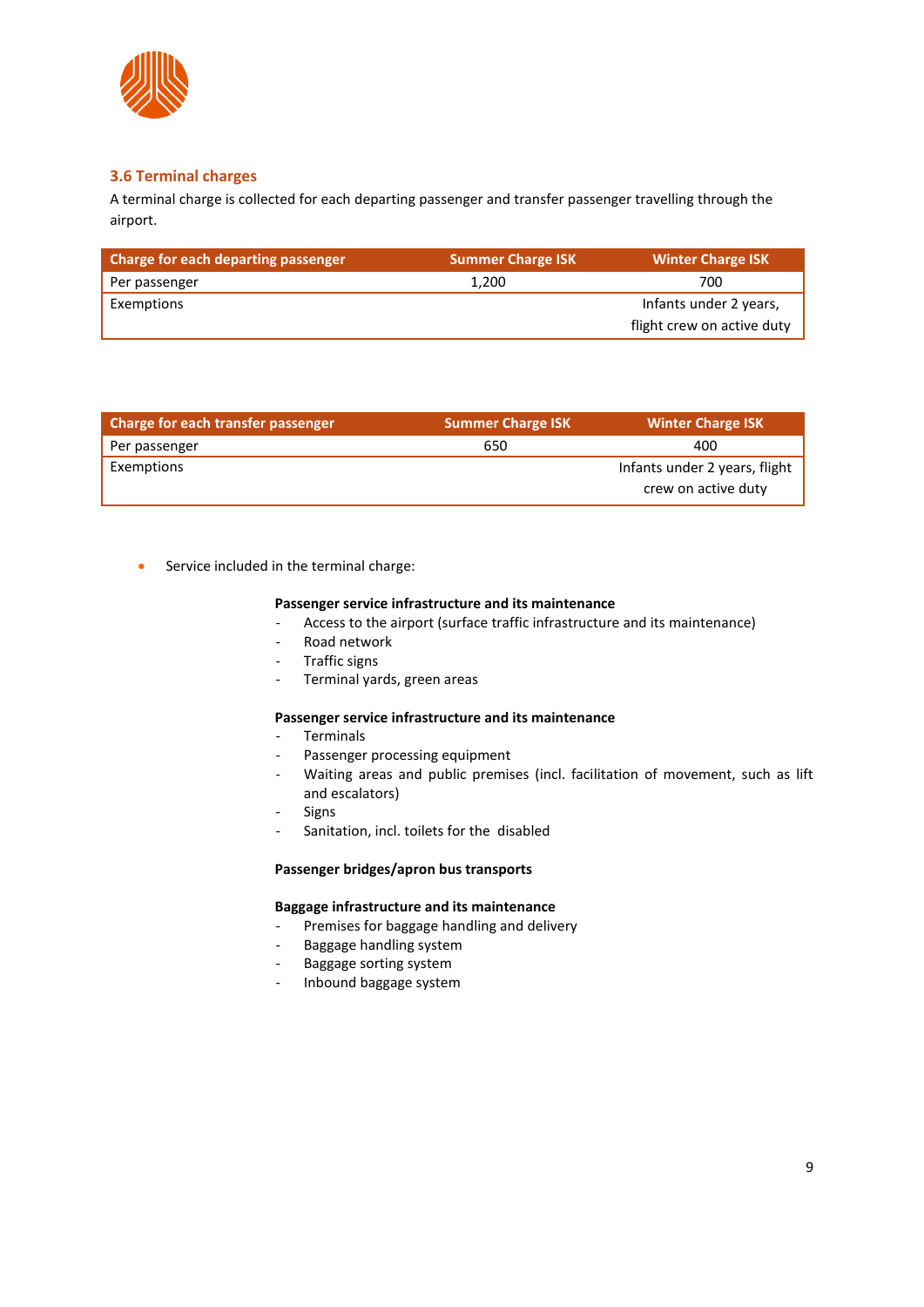### 3.6 Terminal charges

A terminal charge is collected for each departing passenger and transfer passenger travelling through the airport.

| Charge for each departing passenger | Summer Charge ISK | Winter Charge ISK |
|---|---|---|
| Per passenger | 1,200 | 700 |
| Exemptions | | Infants under 2 years, flight crew on active duty |

| Charge for each transfer passenger | Summer Charge ISK | Winter Charge ISK |
|---|---|---|
| Per passenger | 650 | 400 |
| Exemptions | | Infants under 2 years, flight crew on active duty |

- Service included in the terminal charge:

**Passenger service infrastructure and its maintenance**

- Access to the airport (surface traffic infrastructure and its maintenance)
- Road network
- Traffic signs
- Terminal yards, green areas

**Passenger service infrastructure and its maintenance**

- Terminals
- Passenger processing equipment
- Waiting areas and public premises (incl. facilitation of movement, such as lift and escalators)
- Signs
- Sanitation, incl. toilets for the disabled

**Passenger bridges/apron bus transports**

**Baggage infrastructure and its maintenance**

- Premises for baggage handling and delivery
- Baggage handling system
- Baggage sorting system
- Inbound baggage system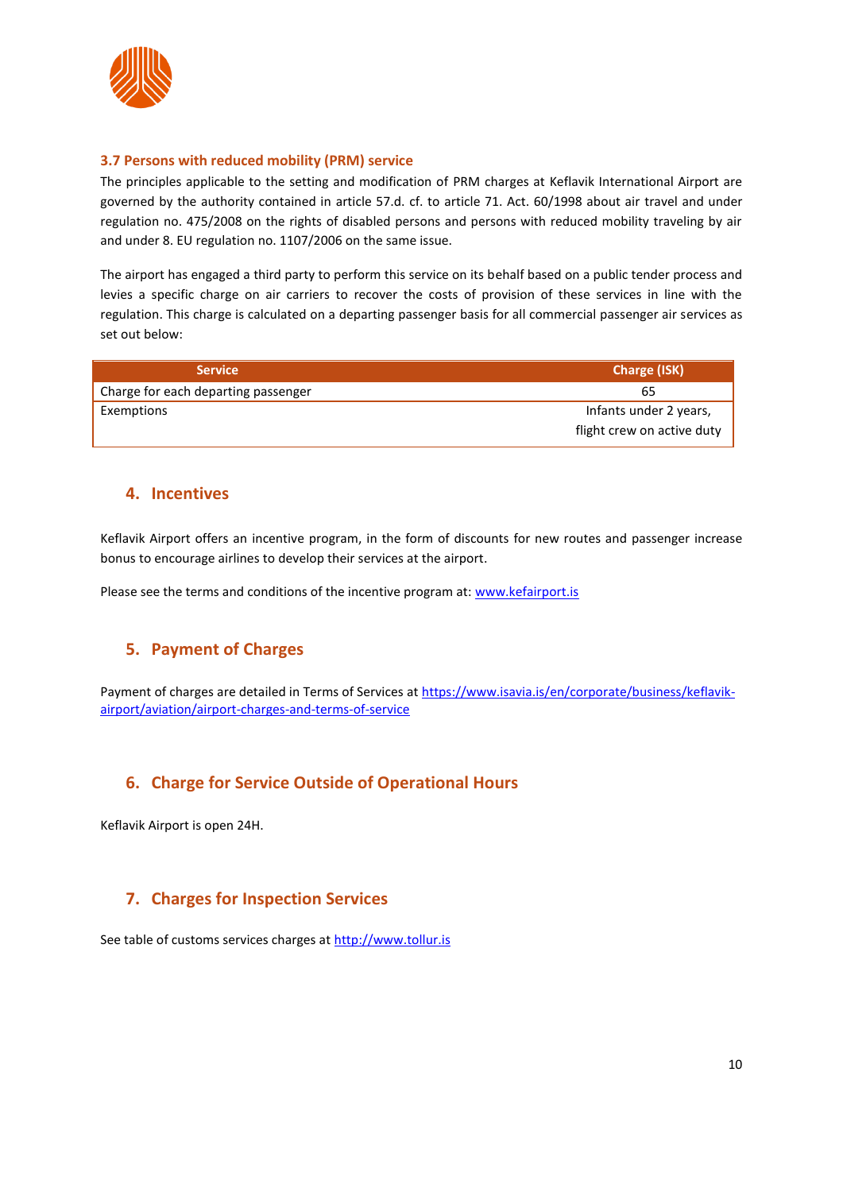### 3.7 Persons with reduced mobility (PRM) service

The principles applicable to the setting and modification of PRM charges at Keflavik International Airport are governed by the authority contained in article 57.d. cf. to article 71. Act. 60/1998 about air travel and under regulation no. 475/2008 on the rights of disabled persons and persons with reduced mobility traveling by air and under 8. EU regulation no. 1107/2006 on the same issue.

The airport has engaged a third party to perform this service on its behalf based on a public tender process and levies a specific charge on air carriers to recover the costs of provision of these services in line with the regulation. This charge is calculated on a departing passenger basis for all commercial passenger air services as set out below:

| Service | Charge (ISK) |
|---|---|
| Charge for each departing passenger | 65 |
| Exemptions | Infants under 2 years, flight crew on active duty |

## 4. Incentives

Keflavik Airport offers an incentive program, in the form of discounts for new routes and passenger increase bonus to encourage airlines to develop their services at the airport.

Please see the terms and conditions of the incentive program at: www.kefairport.is

## 5. Payment of Charges

Payment of charges are detailed in Terms of Services at https://www.isavia.is/en/corporate/business/keflavik-airport/aviation/airport-charges-and-terms-of-service

## 6. Charge for Service Outside of Operational Hours

Keflavik Airport is open 24H.

## 7. Charges for Inspection Services

See table of customs services charges at http://www.tollur.is